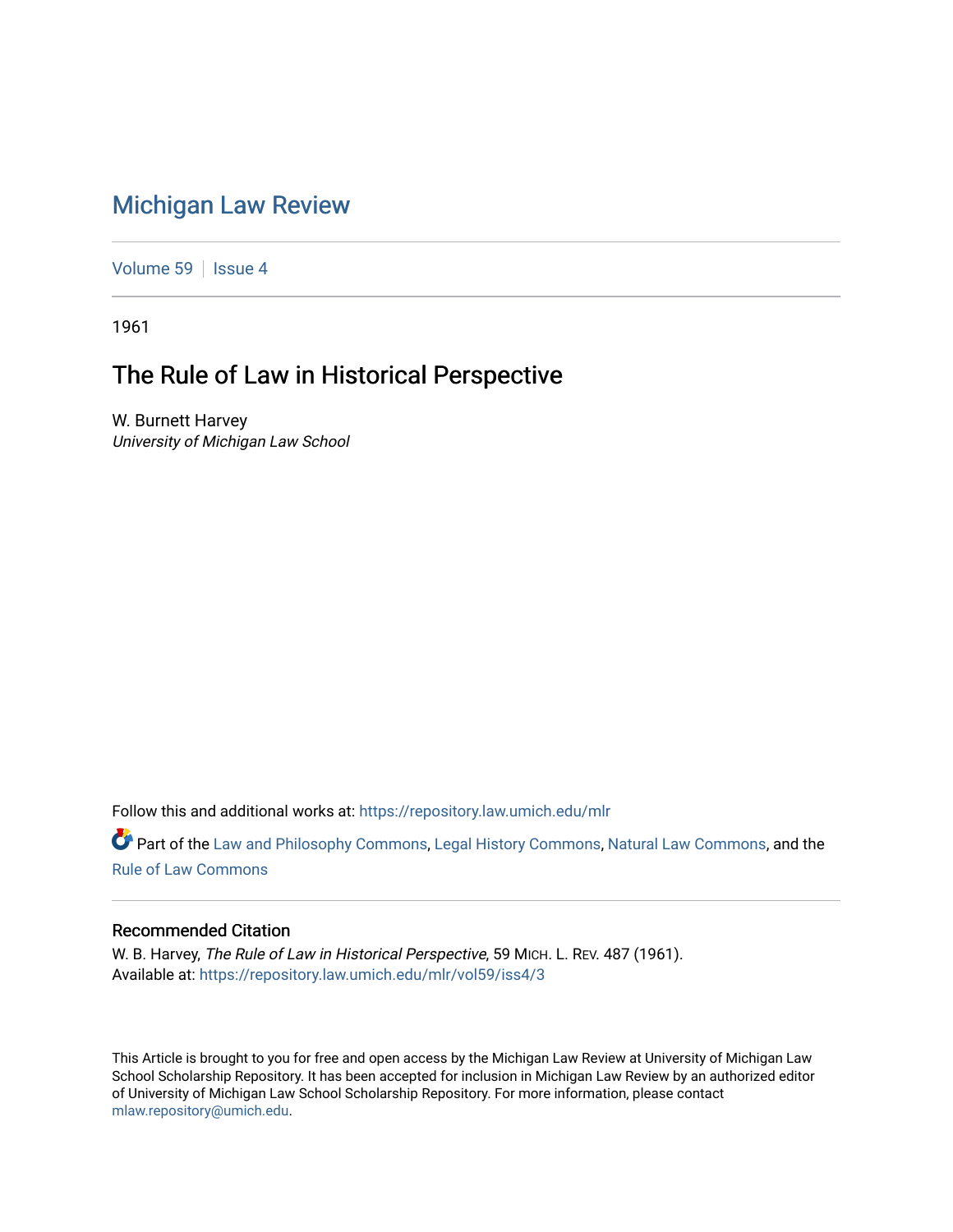# Michigan Law Review

Volume 59 | Issue 4

1961

## The Rule of Law in Historical Perspective

W. Burnett Harvey
*University of Michigan Law School*

Follow this and additional works at: https://repository.law.umich.edu/mlr

Part of the Law and Philosophy Commons, Legal History Commons, Natural Law Commons, and the Rule of Law Commons

### Recommended Citation

W. B. Harvey, *The Rule of Law in Historical Perspective*, 59 MICH. L. REV. 487 (1961).
Available at: https://repository.law.umich.edu/mlr/vol59/iss4/3

This Article is brought to you for free and open access by the Michigan Law Review at University of Michigan Law School Scholarship Repository. It has been accepted for inclusion in Michigan Law Review by an authorized editor of University of Michigan Law School Scholarship Repository. For more information, please contact mlaw.repository@umich.edu.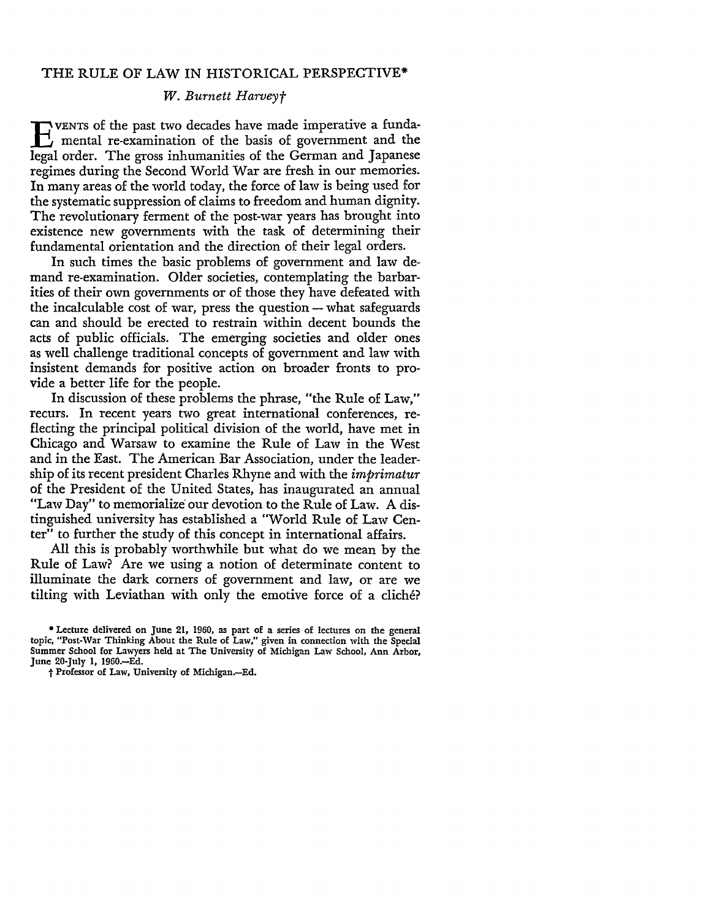# THE RULE OF LAW IN HISTORICAL PERSPECTIVE*

*W. Burnett Harvey*†

EVENTS of the past two decades have made imperative a fundamental re-examination of the basis of government and the legal order. The gross inhumanities of the German and Japanese regimes during the Second World War are fresh in our memories. In many areas of the world today, the force of law is being used for the systematic suppression of claims to freedom and human dignity. The revolutionary ferment of the post-war years has brought into existence new governments with the task of determining their fundamental orientation and the direction of their legal orders.

In such times the basic problems of government and law demand re-examination. Older societies, contemplating the barbarities of their own governments or of those they have defeated with the incalculable cost of war, press the question — what safeguards can and should be erected to restrain within decent bounds the acts of public officials. The emerging societies and older ones as well challenge traditional concepts of government and law with insistent demands for positive action on broader fronts to provide a better life for the people.

In discussion of these problems the phrase, "the Rule of Law," recurs. In recent years two great international conferences, reflecting the principal political division of the world, have met in Chicago and Warsaw to examine the Rule of Law in the West and in the East. The American Bar Association, under the leadership of its recent president Charles Rhyne and with the *imprimatur* of the President of the United States, has inaugurated an annual "Law Day" to memorialize our devotion to the Rule of Law. A distinguished university has established a "World Rule of Law Center" to further the study of this concept in international affairs.

All this is probably worthwhile but what do we mean by the Rule of Law? Are we using a notion of determinate content to illuminate the dark corners of government and law, or are we tilting with Leviathan with only the emotive force of a cliché?

* Lecture delivered on June 21, 1960, as part of a series of lectures on the general topic, "Post-War Thinking About the Rule of Law," given in connection with the Special Summer School for Lawyers held at The University of Michigan Law School, Ann Arbor, June 20-July 1, 1960.—Ed.

† Professor of Law, University of Michigan.—Ed.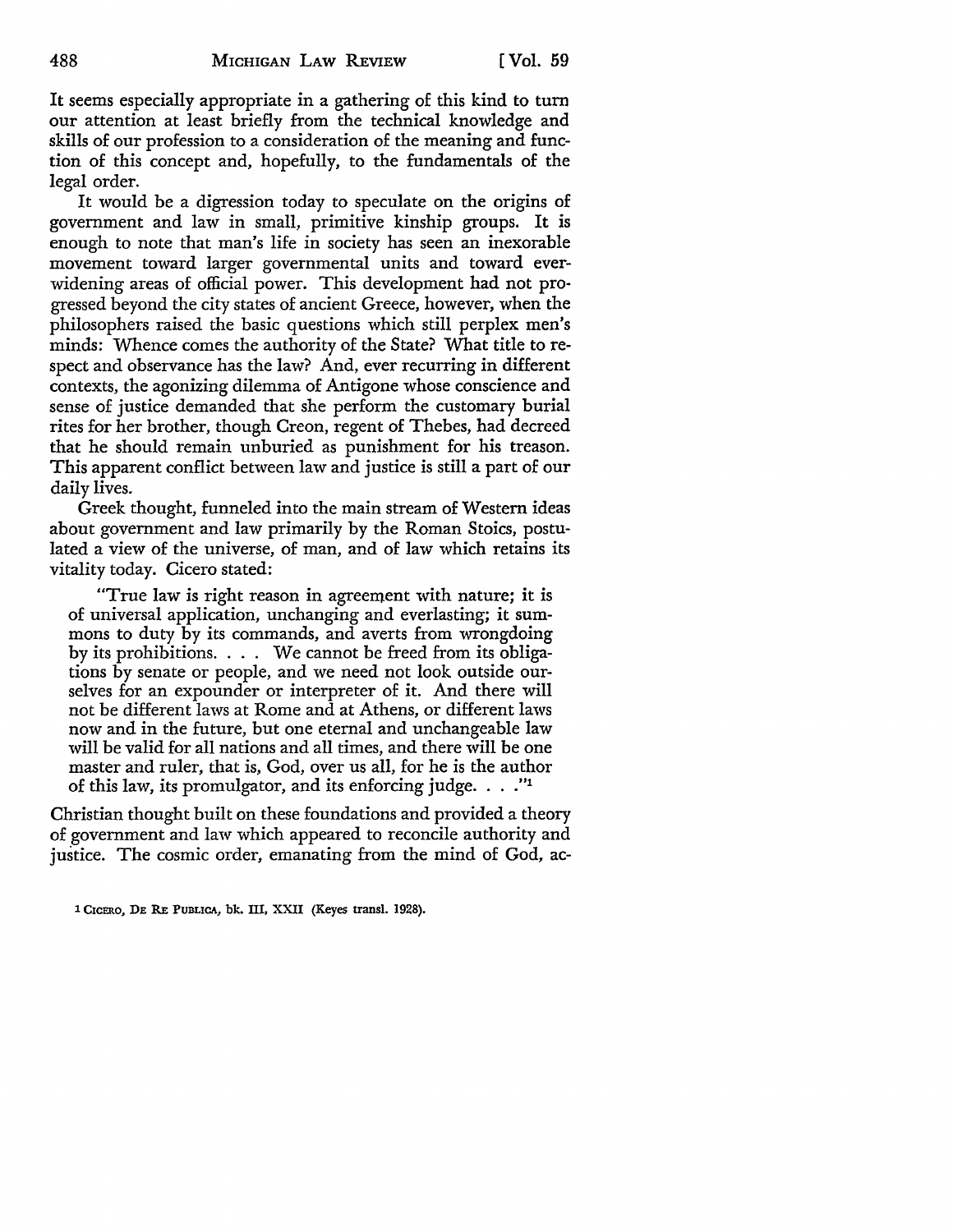It seems especially appropriate in a gathering of this kind to turn our attention at least briefly from the technical knowledge and skills of our profession to a consideration of the meaning and function of this concept and, hopefully, to the fundamentals of the legal order.

It would be a digression today to speculate on the origins of government and law in small, primitive kinship groups. It is enough to note that man's life in society has seen an inexorable movement toward larger governmental units and toward ever-widening areas of official power. This development had not progressed beyond the city states of ancient Greece, however, when the philosophers raised the basic questions which still perplex men's minds: Whence comes the authority of the State? What title to respect and observance has the law? And, ever recurring in different contexts, the agonizing dilemma of Antigone whose conscience and sense of justice demanded that she perform the customary burial rites for her brother, though Creon, regent of Thebes, had decreed that he should remain unburied as punishment for his treason. This apparent conflict between law and justice is still a part of our daily lives.

Greek thought, funneled into the main stream of Western ideas about government and law primarily by the Roman Stoics, postulated a view of the universe, of man, and of law which retains its vitality today. Cicero stated:

> "True law is right reason in agreement with nature; it is of universal application, unchanging and everlasting; it summons to duty by its commands, and averts from wrongdoing by its prohibitions. . . . We cannot be freed from its obligations by senate or people, and we need not look outside ourselves for an expounder or interpreter of it. And there will not be different laws at Rome and at Athens, or different laws now and in the future, but one eternal and unchangeable law will be valid for all nations and all times, and there will be one master and ruler, that is, God, over us all, for he is the author of this law, its promulgator, and its enforcing judge. . . ."[1]

Christian thought built on these foundations and provided a theory of government and law which appeared to reconcile authority and justice. The cosmic order, emanating from the mind of God, ac-

[1] CICERO, DE RE PUBLICA, bk. III, XXII (Keyes transl. 1928).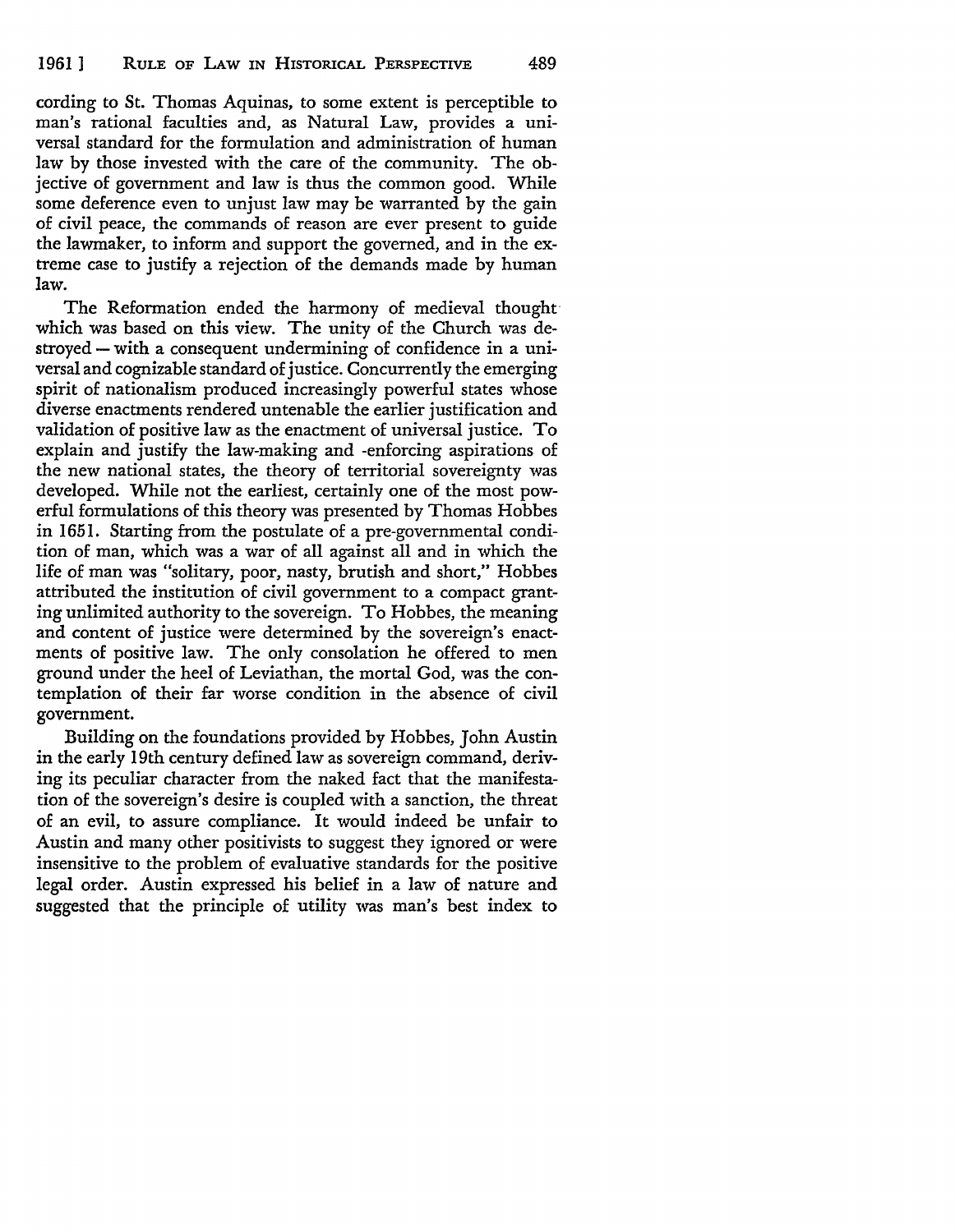cording to St. Thomas Aquinas, to some extent is perceptible to man's rational faculties and, as Natural Law, provides a universal standard for the formulation and administration of human law by those invested with the care of the community. The objective of government and law is thus the common good. While some deference even to unjust law may be warranted by the gain of civil peace, the commands of reason are ever present to guide the lawmaker, to inform and support the governed, and in the extreme case to justify a rejection of the demands made by human law.

The Reformation ended the harmony of medieval thought which was based on this view. The unity of the Church was destroyed — with a consequent undermining of confidence in a universal and cognizable standard of justice. Concurrently the emerging spirit of nationalism produced increasingly powerful states whose diverse enactments rendered untenable the earlier justification and validation of positive law as the enactment of universal justice. To explain and justify the law-making and -enforcing aspirations of the new national states, the theory of territorial sovereignty was developed. While not the earliest, certainly one of the most powerful formulations of this theory was presented by Thomas Hobbes in 1651. Starting from the postulate of a pre-governmental condition of man, which was a war of all against all and in which the life of man was "solitary, poor, nasty, brutish and short," Hobbes attributed the institution of civil government to a compact granting unlimited authority to the sovereign. To Hobbes, the meaning and content of justice were determined by the sovereign's enactments of positive law. The only consolation he offered to men ground under the heel of Leviathan, the mortal God, was the contemplation of their far worse condition in the absence of civil government.

Building on the foundations provided by Hobbes, John Austin in the early 19th century defined law as sovereign command, deriving its peculiar character from the naked fact that the manifestation of the sovereign's desire is coupled with a sanction, the threat of an evil, to assure compliance. It would indeed be unfair to Austin and many other positivists to suggest they ignored or were insensitive to the problem of evaluative standards for the positive legal order. Austin expressed his belief in a law of nature and suggested that the principle of utility was man's best index to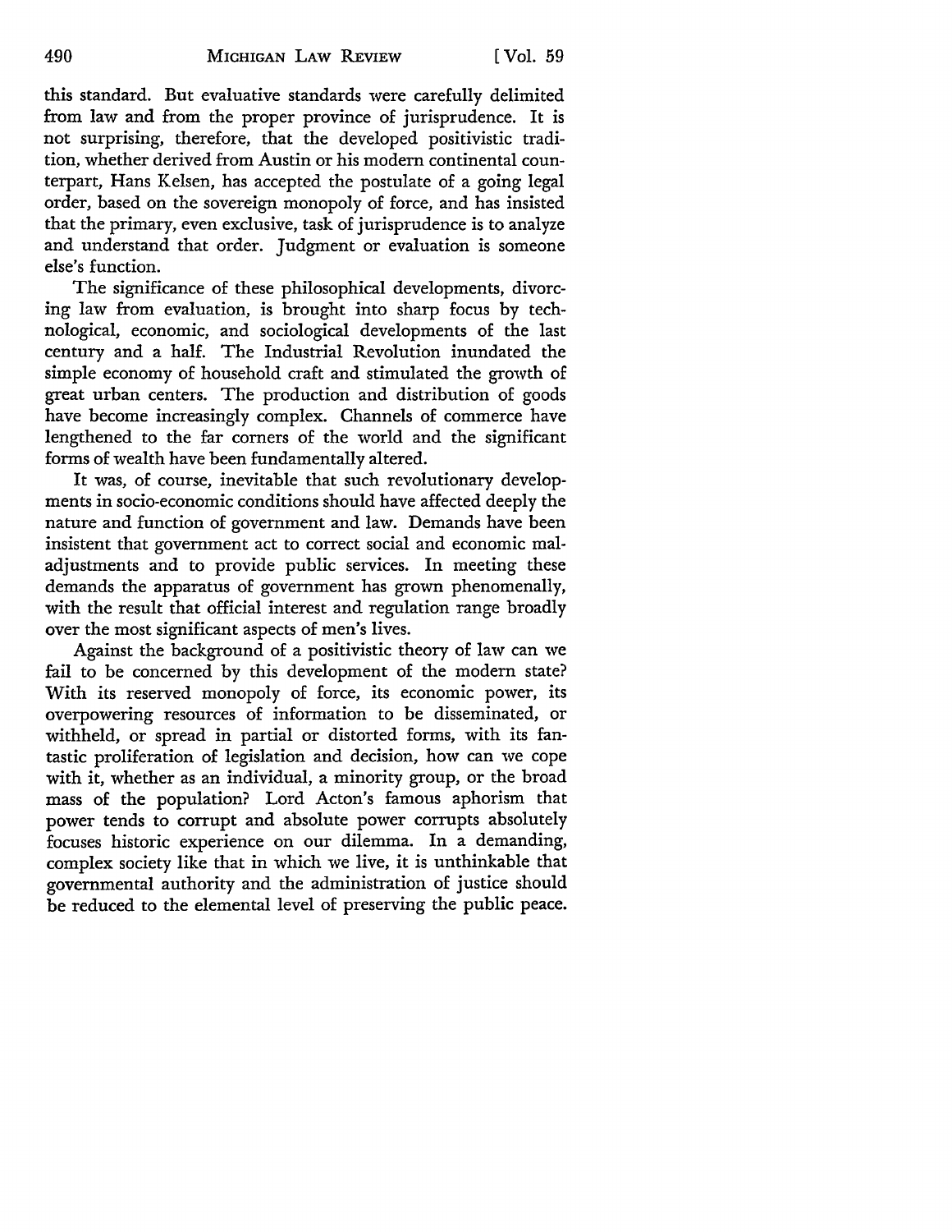this standard. But evaluative standards were carefully delimited from law and from the proper province of jurisprudence. It is not surprising, therefore, that the developed positivistic tradition, whether derived from Austin or his modern continental counterpart, Hans Kelsen, has accepted the postulate of a going legal order, based on the sovereign monopoly of force, and has insisted that the primary, even exclusive, task of jurisprudence is to analyze and understand that order. Judgment or evaluation is someone else's function.

The significance of these philosophical developments, divorcing law from evaluation, is brought into sharp focus by technological, economic, and sociological developments of the last century and a half. The Industrial Revolution inundated the simple economy of household craft and stimulated the growth of great urban centers. The production and distribution of goods have become increasingly complex. Channels of commerce have lengthened to the far corners of the world and the significant forms of wealth have been fundamentally altered.

It was, of course, inevitable that such revolutionary developments in socio-economic conditions should have affected deeply the nature and function of government and law. Demands have been insistent that government act to correct social and economic maladjustments and to provide public services. In meeting these demands the apparatus of government has grown phenomenally, with the result that official interest and regulation range broadly over the most significant aspects of men's lives.

Against the background of a positivistic theory of law can we fail to be concerned by this development of the modern state? With its reserved monopoly of force, its economic power, its overpowering resources of information to be disseminated, or withheld, or spread in partial or distorted forms, with its fantastic proliferation of legislation and decision, how can we cope with it, whether as an individual, a minority group, or the broad mass of the population? Lord Acton's famous aphorism that power tends to corrupt and absolute power corrupts absolutely focuses historic experience on our dilemma. In a demanding, complex society like that in which we live, it is unthinkable that governmental authority and the administration of justice should be reduced to the elemental level of preserving the public peace.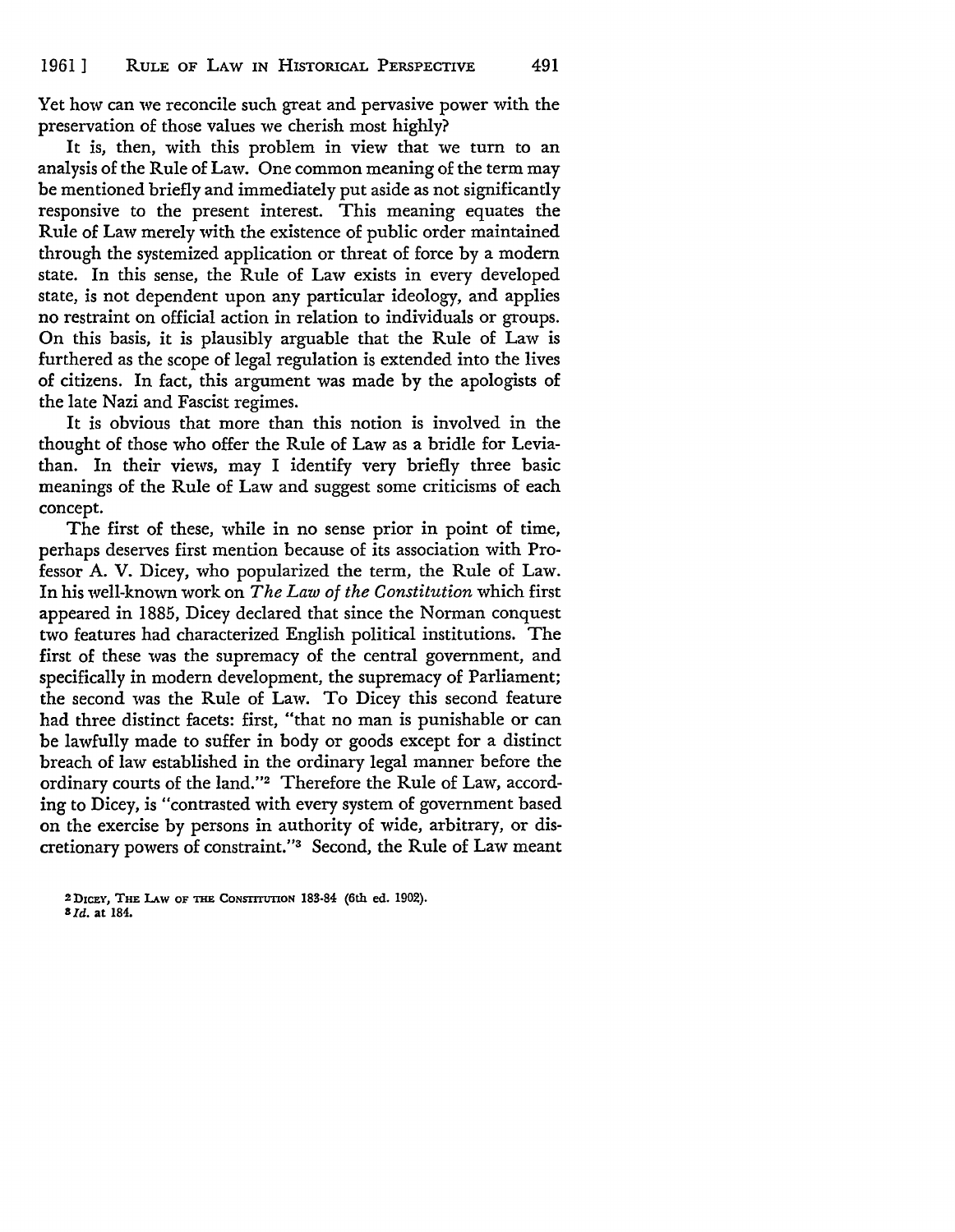Yet how can we reconcile such great and pervasive power with the preservation of those values we cherish most highly?

It is, then, with this problem in view that we turn to an analysis of the Rule of Law. One common meaning of the term may be mentioned briefly and immediately put aside as not significantly responsive to the present interest. This meaning equates the Rule of Law merely with the existence of public order maintained through the systemized application or threat of force by a modern state. In this sense, the Rule of Law exists in every developed state, is not dependent upon any particular ideology, and applies no restraint on official action in relation to individuals or groups. On this basis, it is plausibly arguable that the Rule of Law is furthered as the scope of legal regulation is extended into the lives of citizens. In fact, this argument was made by the apologists of the late Nazi and Fascist regimes.

It is obvious that more than this notion is involved in the thought of those who offer the Rule of Law as a bridle for Leviathan. In their views, may I identify very briefly three basic meanings of the Rule of Law and suggest some criticisms of each concept.

The first of these, while in no sense prior in point of time, perhaps deserves first mention because of its association with Professor A. V. Dicey, who popularized the term, the Rule of Law. In his well-known work on *The Law of the Constitution* which first appeared in 1885, Dicey declared that since the Norman conquest two features had characterized English political institutions. The first of these was the supremacy of the central government, and specifically in modern development, the supremacy of Parliament; the second was the Rule of Law. To Dicey this second feature had three distinct facets: first, "that no man is punishable or can be lawfully made to suffer in body or goods except for a distinct breach of law established in the ordinary legal manner before the ordinary courts of the land."[2] Therefore the Rule of Law, according to Dicey, is "contrasted with every system of government based on the exercise by persons in authority of wide, arbitrary, or discretionary powers of constraint."[3] Second, the Rule of Law meant

[2] DICEY, THE LAW OF THE CONSTITUTION 183-84 (6th ed. 1902).
[3] *Id.* at 184.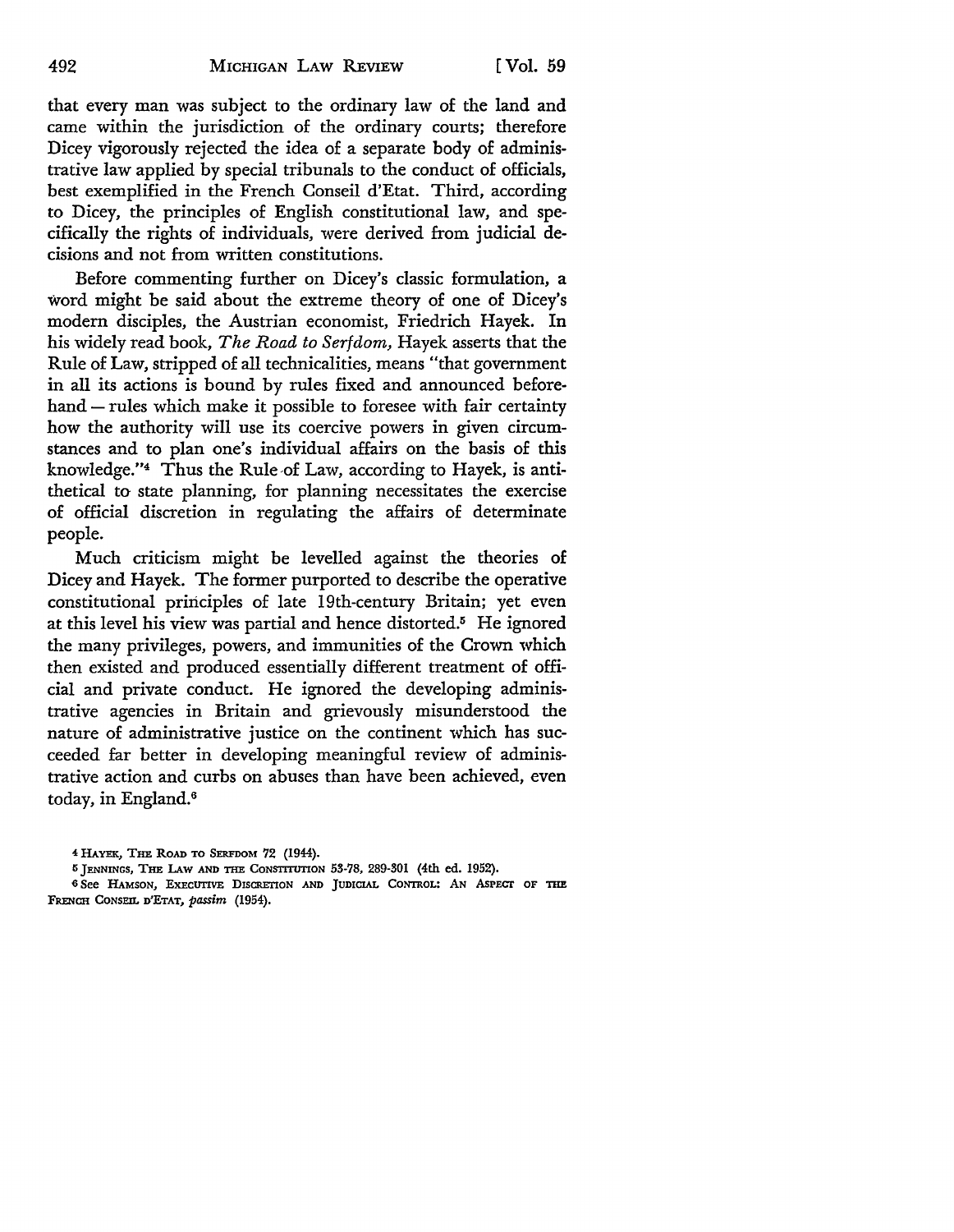that every man was subject to the ordinary law of the land and came within the jurisdiction of the ordinary courts; therefore Dicey vigorously rejected the idea of a separate body of administrative law applied by special tribunals to the conduct of officials, best exemplified in the French Conseil d'Etat. Third, according to Dicey, the principles of English constitutional law, and specifically the rights of individuals, were derived from judicial decisions and not from written constitutions.

Before commenting further on Dicey's classic formulation, a word might be said about the extreme theory of one of Dicey's modern disciples, the Austrian economist, Friedrich Hayek. In his widely read book, *The Road to Serfdom,* Hayek asserts that the Rule of Law, stripped of all technicalities, means "that government in all its actions is bound by rules fixed and announced beforehand — rules which make it possible to foresee with fair certainty how the authority will use its coercive powers in given circumstances and to plan one's individual affairs on the basis of this knowledge."[4] Thus the Rule of Law, according to Hayek, is antithetical to state planning, for planning necessitates the exercise of official discretion in regulating the affairs of determinate people.

Much criticism might be levelled against the theories of Dicey and Hayek. The former purported to describe the operative constitutional principles of late 19th-century Britain; yet even at this level his view was partial and hence distorted.[5] He ignored the many privileges, powers, and immunities of the Crown which then existed and produced essentially different treatment of official and private conduct. He ignored the developing administrative agencies in Britain and grievously misunderstood the nature of administrative justice on the continent which has succeeded far better in developing meaningful review of administrative action and curbs on abuses than have been achieved, even today, in England.[6]

---

[4] HAYEK, THE ROAD TO SERFDOM 72 (1944).

[5] JENNINGS, THE LAW AND THE CONSTITUTION 53-78, 289-301 (4th ed. 1952).

[6] See HAMSON, EXECUTIVE DISCRETION AND JUDICIAL CONTROL: AN ASPECT OF THE FRENCH CONSEIL D'ETAT, *passim* (1954).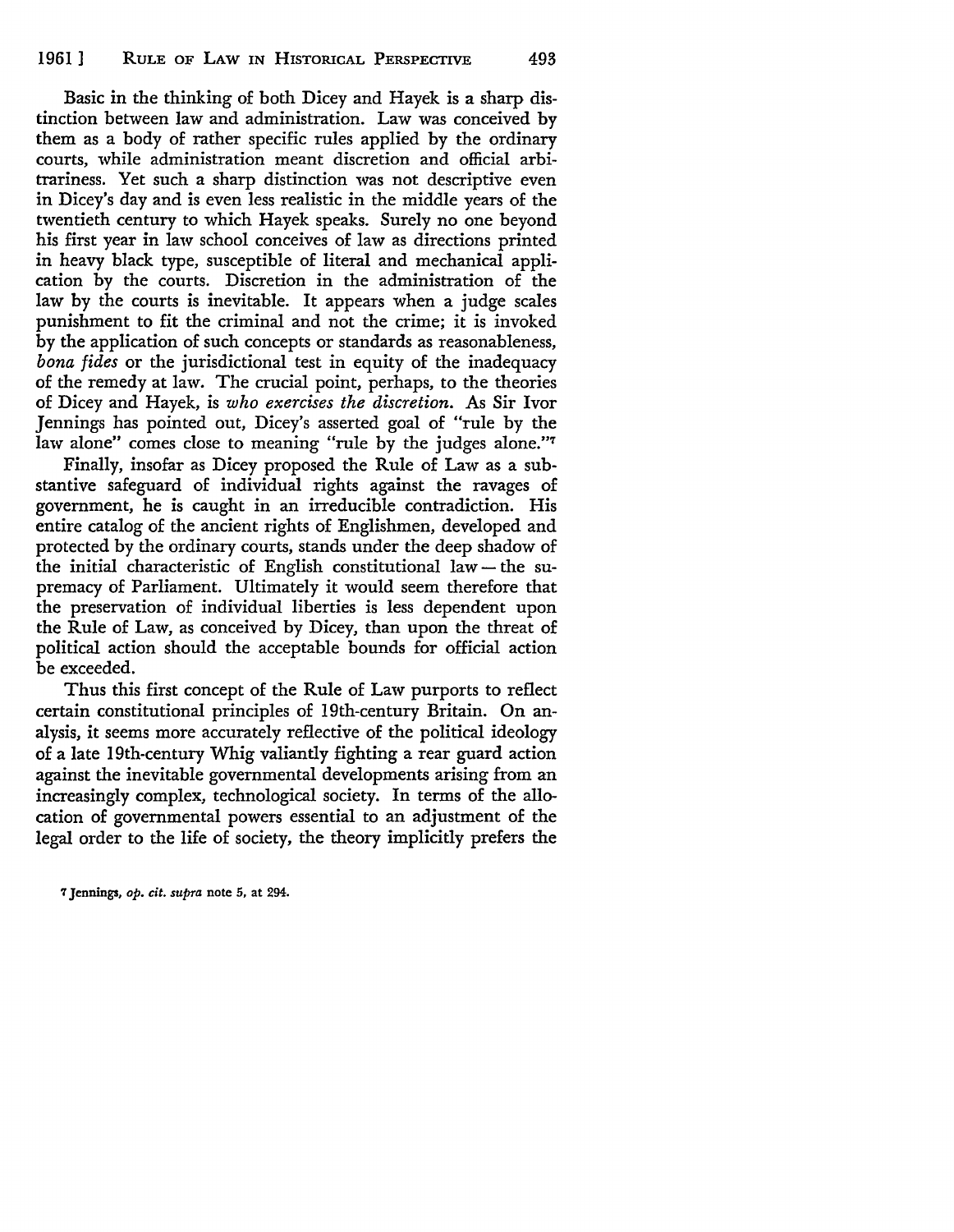Basic in the thinking of both Dicey and Hayek is a sharp distinction between law and administration. Law was conceived by them as a body of rather specific rules applied by the ordinary courts, while administration meant discretion and official arbitrariness. Yet such a sharp distinction was not descriptive even in Dicey's day and is even less realistic in the middle years of the twentieth century to which Hayek speaks. Surely no one beyond his first year in law school conceives of law as directions printed in heavy black type, susceptible of literal and mechanical application by the courts. Discretion in the administration of the law by the courts is inevitable. It appears when a judge scales punishment to fit the criminal and not the crime; it is invoked by the application of such concepts or standards as reasonableness, *bona fides* or the jurisdictional test in equity of the inadequacy of the remedy at law. The crucial point, perhaps, to the theories of Dicey and Hayek, is *who exercises the discretion.* As Sir Ivor Jennings has pointed out, Dicey's asserted goal of "rule by the law alone" comes close to meaning "rule by the judges alone."[7]

Finally, insofar as Dicey proposed the Rule of Law as a substantive safeguard of individual rights against the ravages of government, he is caught in an irreducible contradiction. His entire catalog of the ancient rights of Englishmen, developed and protected by the ordinary courts, stands under the deep shadow of the initial characteristic of English constitutional law — the supremacy of Parliament. Ultimately it would seem therefore that the preservation of individual liberties is less dependent upon the Rule of Law, as conceived by Dicey, than upon the threat of political action should the acceptable bounds for official action be exceeded.

Thus this first concept of the Rule of Law purports to reflect certain constitutional principles of 19th-century Britain. On analysis, it seems more accurately reflective of the political ideology of a late 19th-century Whig valiantly fighting a rear guard action against the inevitable governmental developments arising from an increasingly complex, technological society. In terms of the allocation of governmental powers essential to an adjustment of the legal order to the life of society, the theory implicitly prefers the

[7] Jennings, *op. cit. supra* note 5, at 294.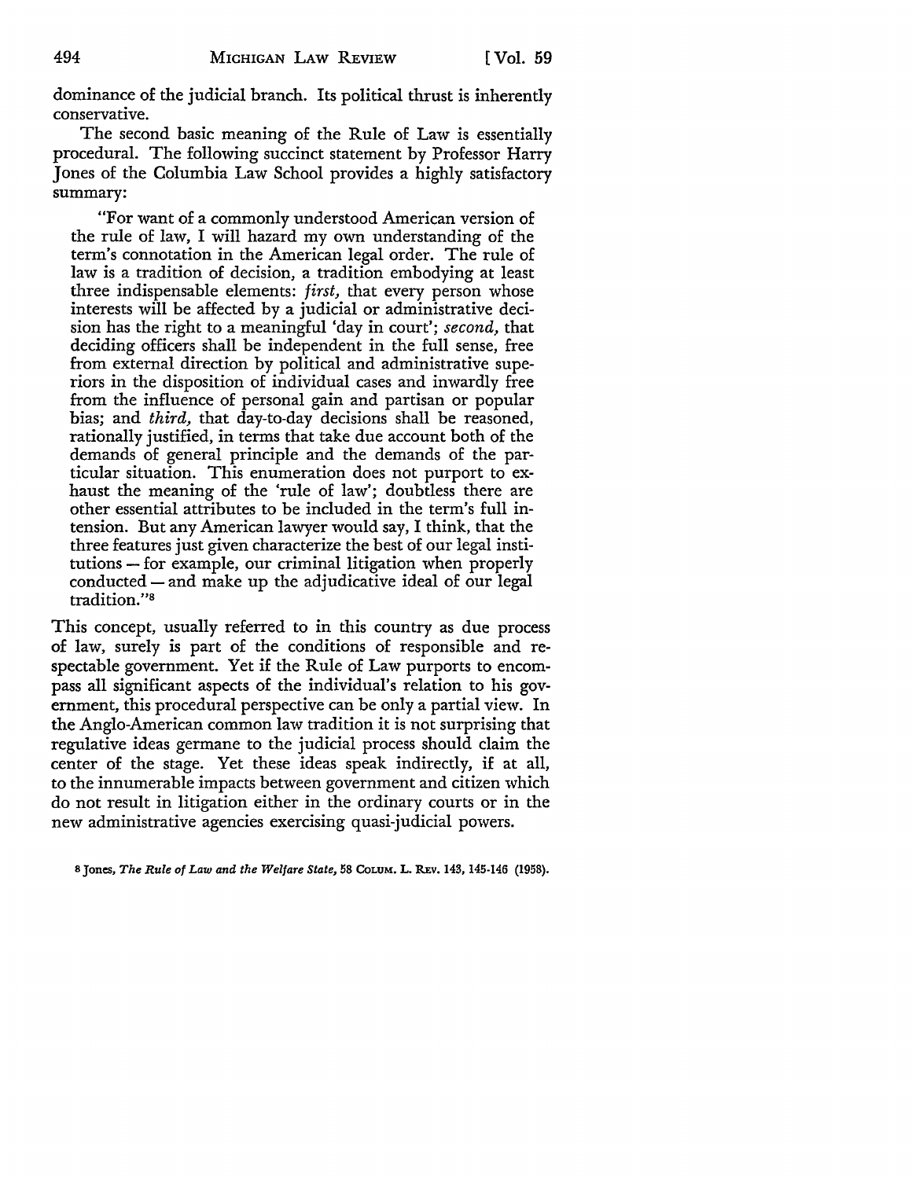dominance of the judicial branch. Its political thrust is inherently conservative.

The second basic meaning of the Rule of Law is essentially procedural. The following succinct statement by Professor Harry Jones of the Columbia Law School provides a highly satisfactory summary:

> "For want of a commonly understood American version of the rule of law, I will hazard my own understanding of the term's connotation in the American legal order. The rule of law is a tradition of decision, a tradition embodying at least three indispensable elements: *first,* that every person whose interests will be affected by a judicial or administrative decision has the right to a meaningful 'day in court'; *second,* that deciding officers shall be independent in the full sense, free from external direction by political and administrative superiors in the disposition of individual cases and inwardly free from the influence of personal gain and partisan or popular bias; and *third,* that day-to-day decisions shall be reasoned, rationally justified, in terms that take due account both of the demands of general principle and the demands of the particular situation. This enumeration does not purport to exhaust the meaning of the 'rule of law'; doubtless there are other essential attributes to be included in the term's full intension. But any American lawyer would say, I think, that the three features just given characterize the best of our legal institutions — for example, our criminal litigation when properly conducted — and make up the adjudicative ideal of our legal tradition."[8]

This concept, usually referred to in this country as due process of law, surely is part of the conditions of responsible and respectable government. Yet if the Rule of Law purports to encompass all significant aspects of the individual's relation to his government, this procedural perspective can be only a partial view. In the Anglo-American common law tradition it is not surprising that regulative ideas germane to the judicial process should claim the center of the stage. Yet these ideas speak indirectly, if at all, to the innumerable impacts between government and citizen which do not result in litigation either in the ordinary courts or in the new administrative agencies exercising quasi-judicial powers.

[8] Jones, *The Rule of Law and the Welfare State,* 58 COLUM. L. REV. 143, 145-146 (1958).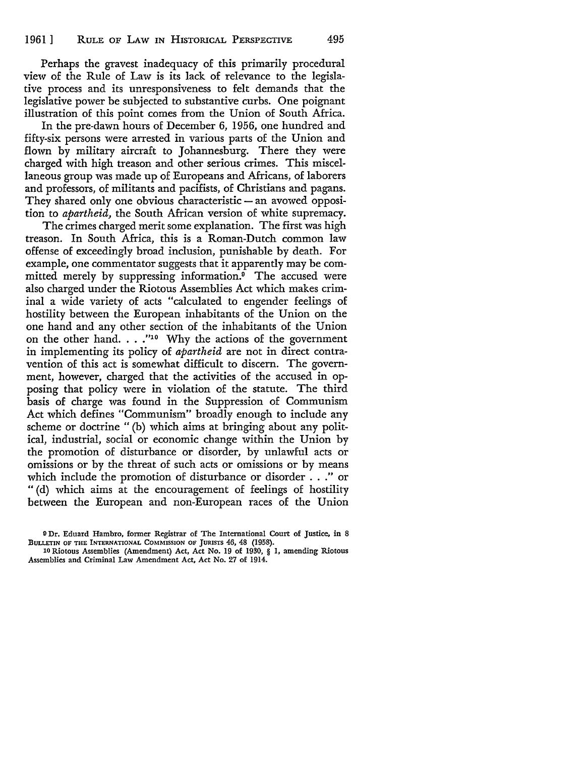Perhaps the gravest inadequacy of this primarily procedural view of the Rule of Law is its lack of relevance to the legislative process and its unresponsiveness to felt demands that the legislative power be subjected to substantive curbs. One poignant illustration of this point comes from the Union of South Africa.

In the pre-dawn hours of December 6, 1956, one hundred and fifty-six persons were arrested in various parts of the Union and flown by military aircraft to Johannesburg. There they were charged with high treason and other serious crimes. This miscellaneous group was made up of Europeans and Africans, of laborers and professors, of militants and pacifists, of Christians and pagans. They shared only one obvious characteristic — an avowed opposition to *apartheid*, the South African version of white supremacy.

The crimes charged merit some explanation. The first was high treason. In South Africa, this is a Roman-Dutch common law offense of exceedingly broad inclusion, punishable by death. For example, one commentator suggests that it apparently may be committed merely by suppressing information.[9] The accused were also charged under the Riotous Assemblies Act which makes criminal a wide variety of acts "calculated to engender feelings of hostility between the European inhabitants of the Union on the one hand and any other section of the inhabitants of the Union on the other hand. . . ."[10] Why the actions of the government in implementing its policy of *apartheid* are not in direct contravention of this act is somewhat difficult to discern. The government, however, charged that the activities of the accused in opposing that policy were in violation of the statute. The third basis of charge was found in the Suppression of Communism Act which defines "Communism" broadly enough to include any scheme or doctrine "(b) which aims at bringing about any political, industrial, social or economic change within the Union by the promotion of disturbance or disorder, by unlawful acts or omissions or by the threat of such acts or omissions or by means which include the promotion of disturbance or disorder . . ." or "(d) which aims at the encouragement of feelings of hostility between the European and non-European races of the Union

---

[9] Dr. Eduard Hambro, former Registrar of The International Court of Justice, in 8 BULLETIN OF THE INTERNATIONAL COMMISSION OF JURISTS 46, 48 (1958).

[10] Riotous Assemblies (Amendment) Act, Act No. 19 of 1930, § 1, amending Riotous Assemblies and Criminal Law Amendment Act, Act No. 27 of 1914.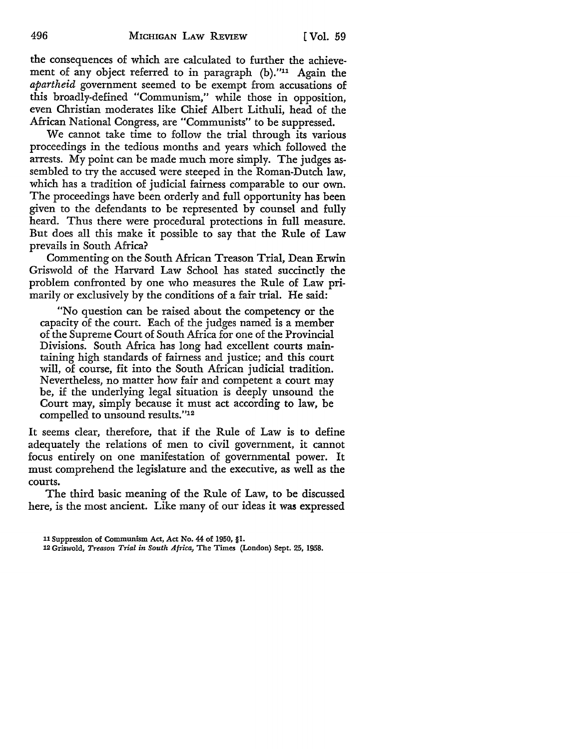the consequences of which are calculated to further the achievement of any object referred to in paragraph (b)."[11] Again the *apartheid* government seemed to be exempt from accusations of this broadly-defined "Communism," while those in opposition, even Christian moderates like Chief Albert Lithuli, head of the African National Congress, are "Communists" to be suppressed.

We cannot take time to follow the trial through its various proceedings in the tedious months and years which followed the arrests. My point can be made much more simply. The judges assembled to try the accused were steeped in the Roman-Dutch law, which has a tradition of judicial fairness comparable to our own. The proceedings have been orderly and full opportunity has been given to the defendants to be represented by counsel and fully heard. Thus there were procedural protections in full measure. But does all this make it possible to say that the Rule of Law prevails in South Africa?

Commenting on the South African Treason Trial, Dean Erwin Griswold of the Harvard Law School has stated succinctly the problem confronted by one who measures the Rule of Law primarily or exclusively by the conditions of a fair trial. He said:

> "No question can be raised about the competency or the capacity of the court. Each of the judges named is a member of the Supreme Court of South Africa for one of the Provincial Divisions. South Africa has long had excellent courts maintaining high standards of fairness and justice; and this court will, of course, fit into the South African judicial tradition. Nevertheless, no matter how fair and competent a court may be, if the underlying legal situation is deeply unsound the Court may, simply because it must act according to law, be compelled to unsound results."[12]

It seems clear, therefore, that if the Rule of Law is to define adequately the relations of men to civil government, it cannot focus entirely on one manifestation of governmental power. It must comprehend the legislature and the executive, as well as the courts.

The third basic meaning of the Rule of Law, to be discussed here, is the most ancient. Like many of our ideas it was expressed

[11] Suppression of Communism Act, Act No. 44 of 1950, §1.

[12] Griswold, *Treason Trial in South Africa*, The Times (London) Sept. 25, 1958.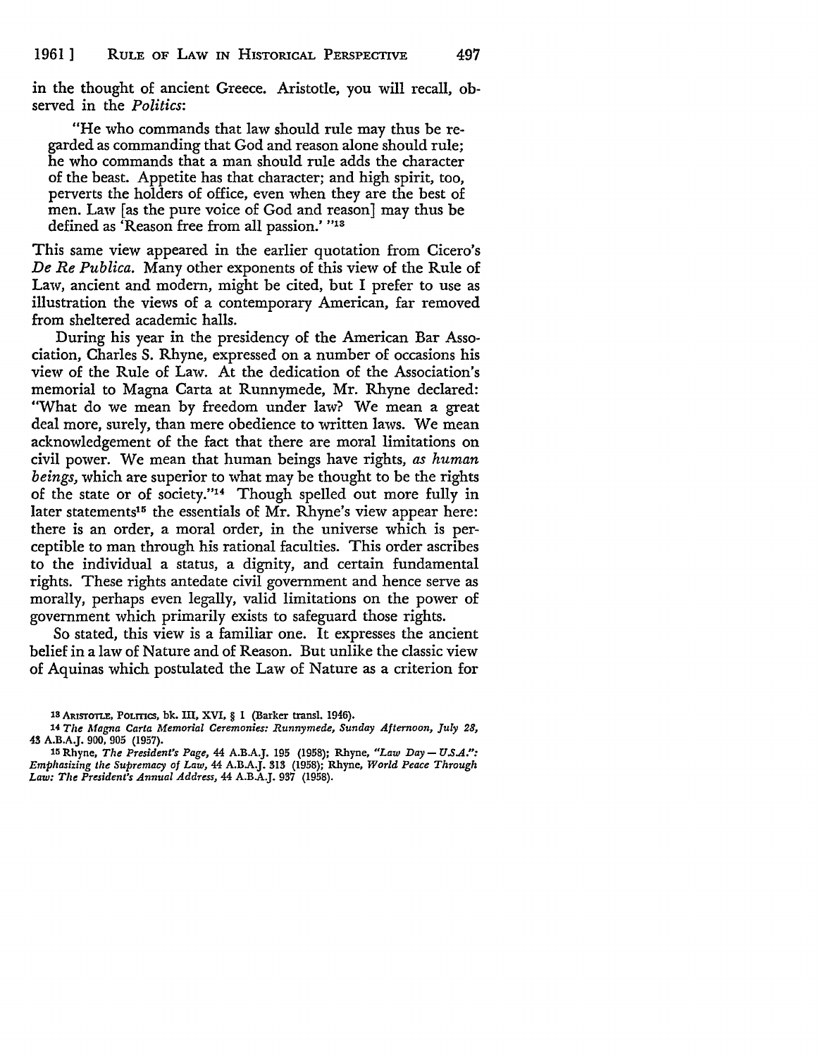in the thought of ancient Greece. Aristotle, you will recall, observed in the *Politics*:

> "He who commands that law should rule may thus be regarded as commanding that God and reason alone should rule; he who commands that a man should rule adds the character of the beast. Appetite has that character; and high spirit, too, perverts the holders of office, even when they are the best of men. Law [as the pure voice of God and reason] may thus be defined as 'Reason free from all passion.' "[13]

This same view appeared in the earlier quotation from Cicero's *De Re Publica*. Many other exponents of this view of the Rule of Law, ancient and modern, might be cited, but I prefer to use as illustration the views of a contemporary American, far removed from sheltered academic halls.

During his year in the presidency of the American Bar Association, Charles S. Rhyne, expressed on a number of occasions his view of the Rule of Law. At the dedication of the Association's memorial to Magna Carta at Runnymede, Mr. Rhyne declared: "What do we mean by freedom under law? We mean a great deal more, surely, than mere obedience to written laws. We mean acknowledgement of the fact that there are moral limitations on civil power. We mean that human beings have rights, *as human beings*, which are superior to what may be thought to be the rights of the state or of society."[14] Though spelled out more fully in later statements[15] the essentials of Mr. Rhyne's view appear here: there is an order, a moral order, in the universe which is perceptible to man through his rational faculties. This order ascribes to the individual a status, a dignity, and certain fundamental rights. These rights antedate civil government and hence serve as morally, perhaps even legally, valid limitations on the power of government which primarily exists to safeguard those rights.

So stated, this view is a familiar one. It expresses the ancient belief in a law of Nature and of Reason. But unlike the classic view of Aquinas which postulated the Law of Nature as a criterion for

---

13 ARISTOTLE, POLITICS, bk. III, XVI, § 1 (Barker transl. 1946).

14 *The Magna Carta Memorial Ceremonies: Runnymede, Sunday Afternoon, July 28*, 43 A.B.A.J. 900, 905 (1957).

15 Rhyne, *The President's Page*, 44 A.B.A.J. 195 (1958); Rhyne, *"Law Day — U.S.A.": Emphasizing the Supremacy of Law*, 44 A.B.A.J. 313 (1958); Rhyne, *World Peace Through Law: The President's Annual Address*, 44 A.B.A.J. 937 (1958).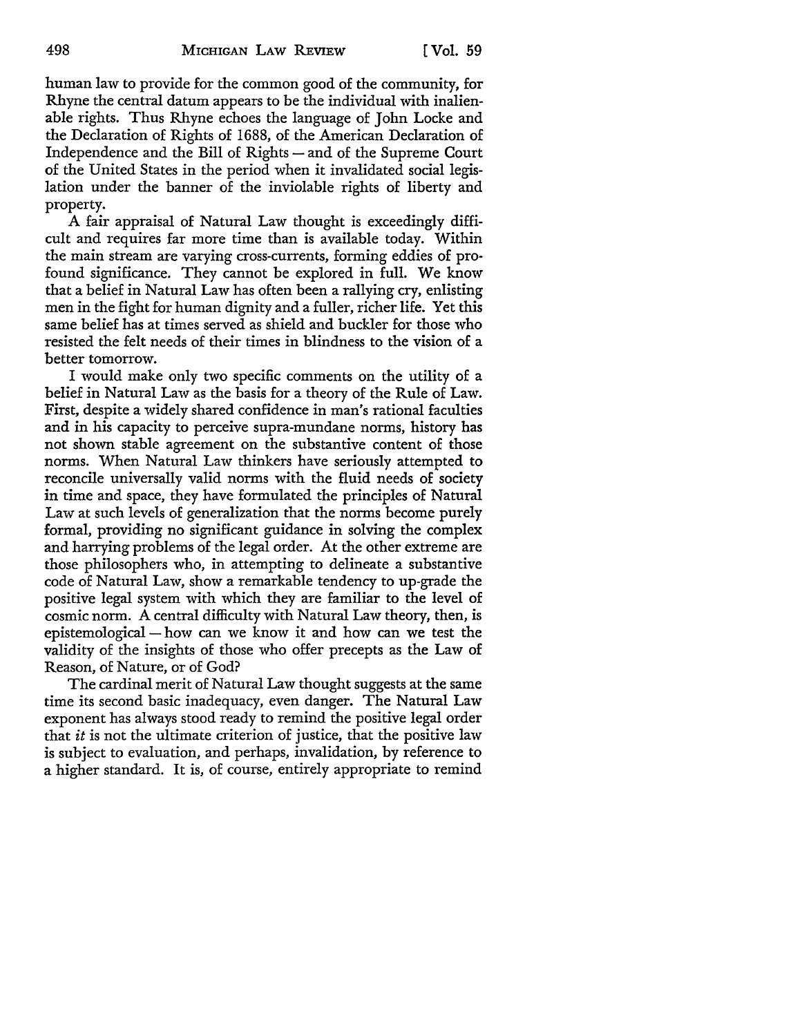human law to provide for the common good of the community, for Rhyne the central datum appears to be the individual with inalienable rights. Thus Rhyne echoes the language of John Locke and the Declaration of Rights of 1688, of the American Declaration of Independence and the Bill of Rights — and of the Supreme Court of the United States in the period when it invalidated social legislation under the banner of the inviolable rights of liberty and property.

A fair appraisal of Natural Law thought is exceedingly difficult and requires far more time than is available today. Within the main stream are varying cross-currents, forming eddies of profound significance. They cannot be explored in full. We know that a belief in Natural Law has often been a rallying cry, enlisting men in the fight for human dignity and a fuller, richer life. Yet this same belief has at times served as shield and buckler for those who resisted the felt needs of their times in blindness to the vision of a better tomorrow.

I would make only two specific comments on the utility of a belief in Natural Law as the basis for a theory of the Rule of Law. First, despite a widely shared confidence in man's rational faculties and in his capacity to perceive supra-mundane norms, history has not shown stable agreement on the substantive content of those norms. When Natural Law thinkers have seriously attempted to reconcile universally valid norms with the fluid needs of society in time and space, they have formulated the principles of Natural Law at such levels of generalization that the norms become purely formal, providing no significant guidance in solving the complex and harrying problems of the legal order. At the other extreme are those philosophers who, in attempting to delineate a substantive code of Natural Law, show a remarkable tendency to up-grade the positive legal system with which they are familiar to the level of cosmic norm. A central difficulty with Natural Law theory, then, is epistemological — how can we know it and how can we test the validity of the insights of those who offer precepts as the Law of Reason, of Nature, or of God?

The cardinal merit of Natural Law thought suggests at the same time its second basic inadequacy, even danger. The Natural Law exponent has always stood ready to remind the positive legal order that *it* is not the ultimate criterion of justice, that the positive law is subject to evaluation, and perhaps, invalidation, by reference to a higher standard. It is, of course, entirely appropriate to remind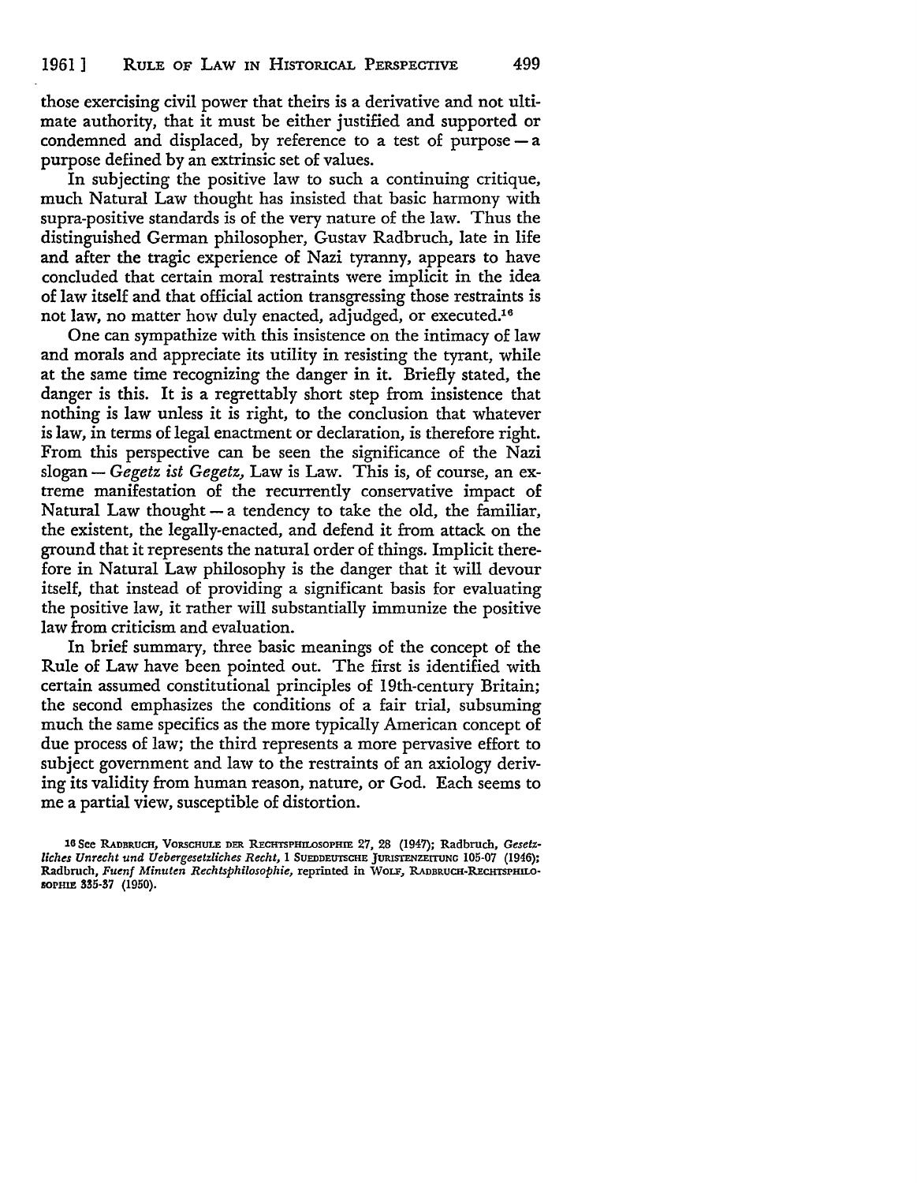those exercising civil power that theirs is a derivative and not ultimate authority, that it must be either justified and supported or condemned and displaced, by reference to a test of purpose — a purpose defined by an extrinsic set of values.

In subjecting the positive law to such a continuing critique, much Natural Law thought has insisted that basic harmony with supra-positive standards is of the very nature of the law. Thus the distinguished German philosopher, Gustav Radbruch, late in life and after the tragic experience of Nazi tyranny, appears to have concluded that certain moral restraints were implicit in the idea of law itself and that official action transgressing those restraints is not law, no matter how duly enacted, adjudged, or executed.[16]

One can sympathize with this insistence on the intimacy of law and morals and appreciate its utility in resisting the tyrant, while at the same time recognizing the danger in it. Briefly stated, the danger is this. It is a regrettably short step from insistence that nothing is law unless it is right, to the conclusion that whatever is law, in terms of legal enactment or declaration, is therefore right. From this perspective can be seen the significance of the Nazi slogan — *Gegetz ist Gegetz,* Law is Law. This is, of course, an extreme manifestation of the recurrently conservative impact of Natural Law thought — a tendency to take the old, the familiar, the existent, the legally-enacted, and defend it from attack on the ground that it represents the natural order of things. Implicit therefore in Natural Law philosophy is the danger that it will devour itself, that instead of providing a significant basis for evaluating the positive law, it rather will substantially immunize the positive law from criticism and evaluation.

In brief summary, three basic meanings of the concept of the Rule of Law have been pointed out. The first is identified with certain assumed constitutional principles of 19th-century Britain; the second emphasizes the conditions of a fair trial, subsuming much the same specifics as the more typically American concept of due process of law; the third represents a more pervasive effort to subject government and law to the restraints of an axiology deriving its validity from human reason, nature, or God. Each seems to me a partial view, susceptible of distortion.

---

[16] See RADBRUCH, VORSCHULE DER RECHTSPHILOSOPHIE 27, 28 (1947); Radbruch, *Gesetzliches Unrecht und Uebergesetzliches Recht,* 1 SUEDDEUTSCHE JURISTENZEITUNG 105-07 (1946); Radbruch, *Fuenf Minuten Rechtsphilosophie,* reprinted in WOLF, RADBRUCH-RECHTSPHILOSOPHIE 335-37 (1950).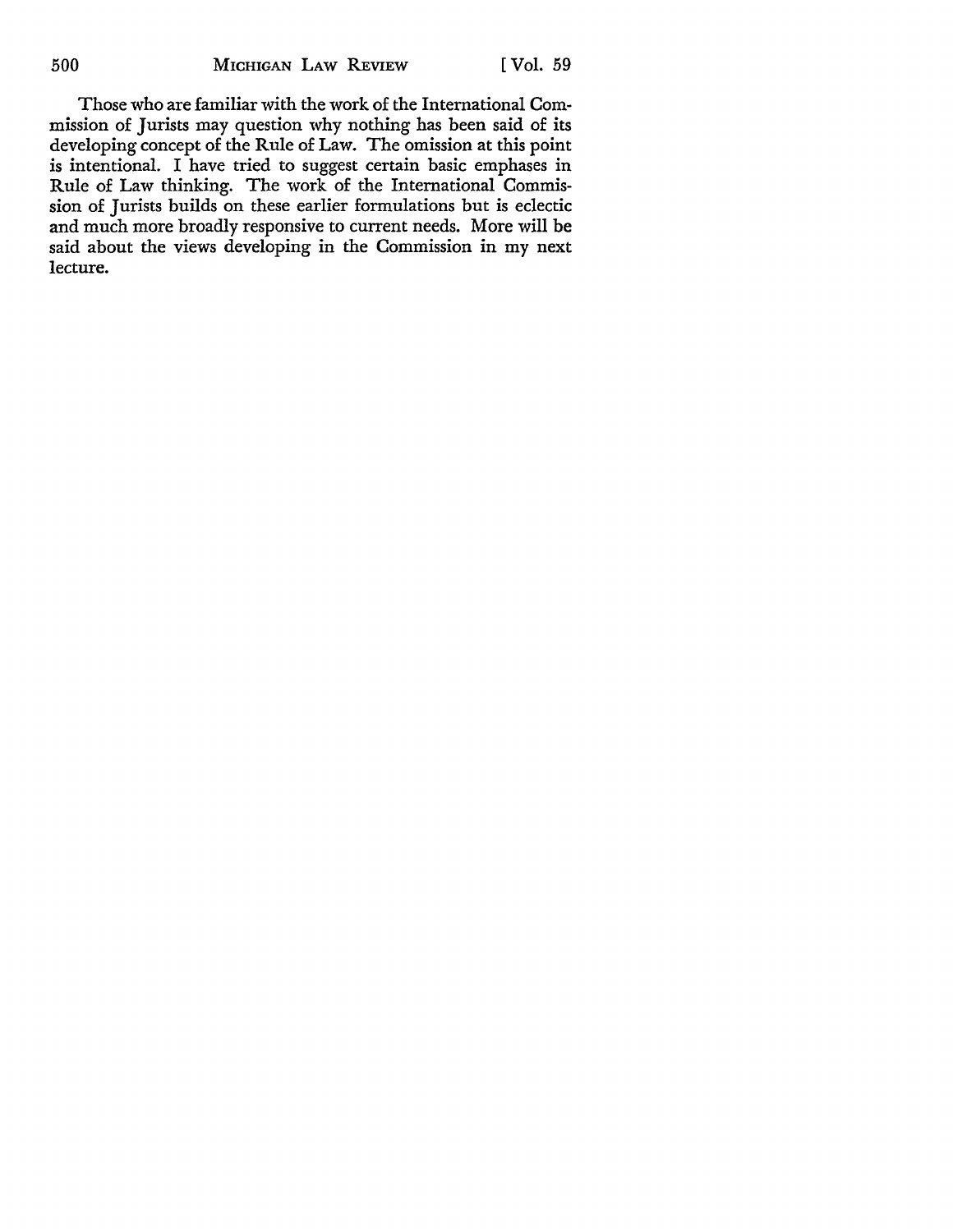Those who are familiar with the work of the International Commission of Jurists may question why nothing has been said of its developing concept of the Rule of Law. The omission at this point is intentional. I have tried to suggest certain basic emphases in Rule of Law thinking. The work of the International Commission of Jurists builds on these earlier formulations but is eclectic and much more broadly responsive to current needs. More will be said about the views developing in the Commission in my next lecture.